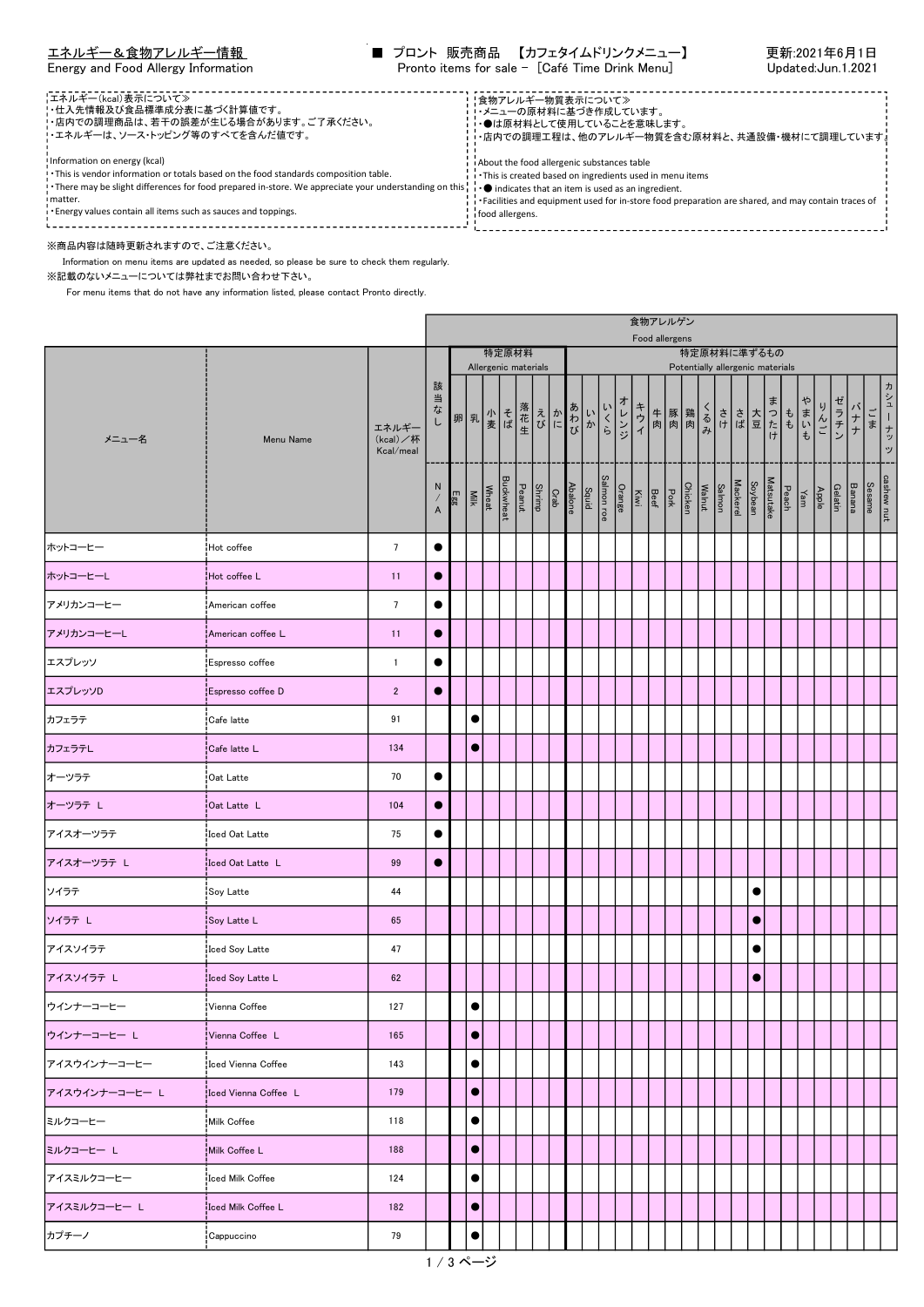# エネルギー＆食物アレルギー情報
Energy and Food Allergy Information

■ プロント 販売商品 【カフェタイムドリンクメニュー】
Pronto items for sale - ［Café Time Drink Menu］

更新:2021年6月1日
Updated:Jun.1.2021

≪エネルギー(kcal)表示について≫
・仕入先情報及び食品標準成分表に基づく計算値です。
・店内での調理商品は、若干の誤差が生じる場合があります。ご了承ください。
・エネルギーは、ソース・トッピング等のすべてを含んだ値です。

Information on energy (kcal)
・This is vendor information or totals based on the food standards composition table.
・There may be slight differences for food prepared in-store. We appreciate your understanding on this matter.
・Energy values contain all items such as sauces and toppings.

≪食物アレルギー物質表示について≫
・メニューの原材料に基づき作成しています。
・●は原材料として使用していることを意味します。
・店内での調理工程は、他のアレルギー物質を含む原材料と、共通設備・機材にて調理しています。

About the food allergenic substances table
・This is created based on ingredients used in menu items
・● indicates that an item is used as an ingredient.
・Facilities and equipment used for in-store food preparation are shared, and may contain traces of food allergens.

※商品内容は随時更新されますので、ご注意ください。
Information on menu items are updated as needed, so please be sure to check them regularly.
※記載のないメニューについては弊社までお問い合わせ下さい。
For menu items that do not have any information listed, please contact Pronto directly.

| メニュー名 | Menu Name | エネルギー(kcal)／杯 Kcal/meal | 該当なし N/A | 卵 Egg | 乳 Milk | 小麦 Wheat | そば Buckwheat | 落花生 Peanut | えび Shrimp | かに Crab | あわび Abalone | いか Squid | いくら Salmon roe | オレンジ Orange | キウイ Kiwi | 牛肉 Beef | 豚肉 Pork | 鶏肉 Chicken | くるみ Walnut | さけ Salmon | さば Mackerel | 大豆 Soybean | まつたけ Matsutake | もも Peach | やまいも Yam | りんご Apple | ゼラチン Gelatin | バナナ Banana | ごま Sesame | カシューナッツ cashew nut |
|---|---|---|---|---|---|---|---|---|---|---|---|---|---|---|---|---|---|---|---|---|---|---|---|---|---|---|---|---|---|---|
| | | | | 特定原材料 Allergenic materials | | | | | | | 特定原材料に準ずるもの Potentially allergenic materials | | | | | | | | | | | | | | | | | | | |
| ホットコーヒー | Hot coffee | 7 | ● | | | | | | | | | | | | | | | | | | | | | | | | | | | |
| ホットコーヒーL | Hot coffee L | 11 | ● | | | | | | | | | | | | | | | | | | | | | | | | | | | |
| アメリカンコーヒー | American coffee | 7 | ● | | | | | | | | | | | | | | | | | | | | | | | | | | | |
| アメリカンコーヒーL | American coffee L | 11 | ● | | | | | | | | | | | | | | | | | | | | | | | | | | | |
| エスプレッソ | Espresso coffee | 1 | ● | | | | | | | | | | | | | | | | | | | | | | | | | | | |
| エスプレッソD | Espresso coffee D | 2 | ● | | | | | | | | | | | | | | | | | | | | | | | | | | | |
| カフェラテ | Cafe latte | 91 | | | ● | | | | | | | | | | | | | | | | | | | | | | | | | |
| カフェラテL | Cafe latte L | 134 | | | ● | | | | | | | | | | | | | | | | | | | | | | | | | |
| オーツラテ | Oat Latte | 70 | ● | | | | | | | | | | | | | | | | | | | | | | | | | | | |
| オーツラテ L | Oat Latte L | 104 | ● | | | | | | | | | | | | | | | | | | | | | | | | | | | |
| アイスオーツラテ | Iced Oat Latte | 75 | ● | | | | | | | | | | | | | | | | | | | | | | | | | | | |
| アイスオーツラテ L | Iced Oat Latte L | 99 | ● | | | | | | | | | | | | | | | | | | | | | | | | | | | |
| ソイラテ | Soy Latte | 44 | | | | | | | | | | | | | | | | | | | | ● | | | | | | | | |
| ソイラテ L | Soy Latte L | 65 | | | | | | | | | | | | | | | | | | | | ● | | | | | | | | |
| アイスソイラテ | Iced Soy Latte | 47 | | | | | | | | | | | | | | | | | | | | ● | | | | | | | | |
| アイスソイラテ L | Iced Soy Latte L | 62 | | | | | | | | | | | | | | | | | | | | ● | | | | | | | | |
| ウインナーコーヒー | Vienna Coffee | 127 | | | ● | | | | | | | | | | | | | | | | | | | | | | | | | |
| ウインナーコーヒー L | Vienna Coffee L | 165 | | | ● | | | | | | | | | | | | | | | | | | | | | | | | | |
| アイスウインナーコーヒー | Iced Vienna Coffee | 143 | | | ● | | | | | | | | | | | | | | | | | | | | | | | | | |
| アイスウインナーコーヒー L | Iced Vienna Coffee L | 179 | | | ● | | | | | | | | | | | | | | | | | | | | | | | | | |
| ミルクコーヒー | Milk Coffee | 118 | | | ● | | | | | | | | | | | | | | | | | | | | | | | | | |
| ミルクコーヒー L | Milk Coffee L | 188 | | | ● | | | | | | | | | | | | | | | | | | | | | | | | | |
| アイスミルクコーヒー | Iced Milk Coffee | 124 | | | ● | | | | | | | | | | | | | | | | | | | | | | | | | |
| アイスミルクコーヒー L | Iced Milk Coffee L | 182 | | | ● | | | | | | | | | | | | | | | | | | | | | | | | | |
| カプチーノ | Cappuccino | 79 | | | ● | | | | | | | | | | | | | | | | | | | | | | | | | |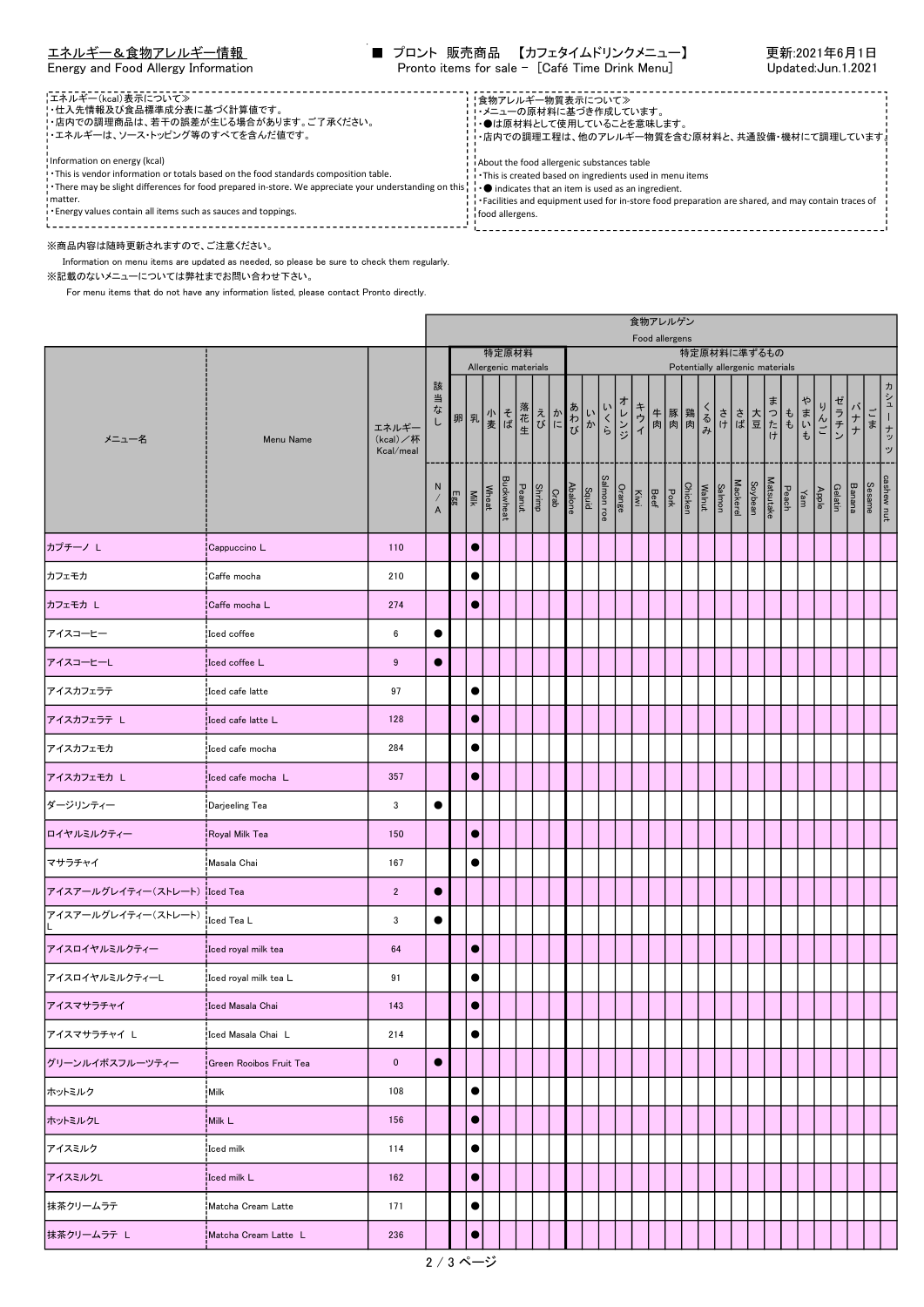エネルギー＆食物アレルギー情報
Energy and Food Allergy Information

■ プロント 販売商品 【カフェタイムドリンクメニュー】
Pronto items for sale – [Café Time Drink Menu]

更新:2021年6月1日
Updated:Jun.1.2021

≪エネルギー(kcal)表示について≫
・仕入先情報及び食品標準成分表に基づく計算値です。
・店内での調理商品は、若干の誤差が生じる場合があります。ご了承ください。
・エネルギーは、ソース・トッピング等のすべてを含んだ値です。

Information on energy (kcal)
・This is vendor information or totals based on the food standards composition table.
・There may be slight differences for food prepared in-store. We appreciate your understanding on this matter.
・Energy values contain all items such as sauces and toppings.

≪食物アレルギー物質表示について≫
・メニューの原材料に基づき作成しています。
・●は原材料として使用していることを意味します。
・店内での調理工程は、他のアレルギー物質を含む原材料と、共通設備・機材にて調理しています。

About the food allergenic substances table
・This is created based on ingredients used in menu items
・● indicates that an item is used as an ingredient.
・Facilities and equipment used for in-store food preparation are shared, and may contain traces of food allergens.

※商品内容は随時更新されますので、ご注意ください。
Information on menu items are updated as needed, so please be sure to check them regularly.
※記載のないメニューについては弊社までお問い合わせ下さい。
For menu items that do not have any information listed, please contact Pronto directly.

| メニュー名 | Menu Name | エネルギー(kcal)／杯 Kcal/meal | 該当なし N/A | 卵 Egg | 乳 Milk | 小麦 Wheat | そば Buckwheat | 落花生 Peanut | えび Shrimp | かに Crab | あわび Abalone | いか Squid | いくら Salmon roe | オレンジ Orange | キウイ Kiwi | 牛肉 Beef | 豚肉 Pork | 鶏肉 Chicken | くるみ Walnut | さけ Salmon | さば Mackerel | 大豆 Soybean | まつたけ Matsutake | もも Peach | やまいも Yam | りんご Apple | ゼラチン Gelatin | バナナ Banana | ごま Sesame | カシューナッツ cashew nut |
|---|---|---|---|---|---|---|---|---|---|---|---|---|---|---|---|---|---|---|---|---|---|---|---|---|---|---|---|---|---|---|
| | | | | 特定原材料 Allergenic materials | | | | | | | 特定原材料に準ずるもの Potentially allergenic materials | | | | | | | | | | | | | | | | | | | |
| カプチーノ L | Cappuccino L | 110 | | | ● | | | | | | | | | | | | | | | | | | | | | | | | | |
| カフェモカ | Caffe mocha | 210 | | | ● | | | | | | | | | | | | | | | | | | | | | | | | | |
| カフェモカ L | Caffe mocha L | 274 | | | ● | | | | | | | | | | | | | | | | | | | | | | | | | |
| アイスコーヒー | Iced coffee | 6 | ● | | | | | | | | | | | | | | | | | | | | | | | | | | | |
| アイスコーヒーL | Iced coffee L | 9 | ● | | | | | | | | | | | | | | | | | | | | | | | | | | | |
| アイスカフェラテ | Iced cafe latte | 97 | | | ● | | | | | | | | | | | | | | | | | | | | | | | | | |
| アイスカフェラテ L | Iced cafe latte L | 128 | | | ● | | | | | | | | | | | | | | | | | | | | | | | | | |
| アイスカフェモカ | Iced cafe mocha | 284 | | | ● | | | | | | | | | | | | | | | | | | | | | | | | | |
| アイスカフェモカ L | Iced cafe mocha L | 357 | | | ● | | | | | | | | | | | | | | | | | | | | | | | | | |
| ダージリンティー | Darjeeling Tea | 3 | ● | | | | | | | | | | | | | | | | | | | | | | | | | | | |
| ロイヤルミルクティー | Royal Milk Tea | 150 | | | ● | | | | | | | | | | | | | | | | | | | | | | | | | |
| マサラチャイ | Masala Chai | 167 | | | ● | | | | | | | | | | | | | | | | | | | | | | | | | |
| アイスアールグレイティー(ストレート) | Iced Tea | 2 | ● | | | | | | | | | | | | | | | | | | | | | | | | | | | |
| アイスアールグレイティー(ストレート)L | Iced Tea L | 3 | ● | | | | | | | | | | | | | | | | | | | | | | | | | | | |
| アイスロイヤルミルクティー | Iced royal milk tea | 64 | | | ● | | | | | | | | | | | | | | | | | | | | | | | | | |
| アイスロイヤルミルクティーL | Iced royal milk tea L | 91 | | | ● | | | | | | | | | | | | | | | | | | | | | | | | | |
| アイスマサラチャイ | Iced Masala Chai | 143 | | | ● | | | | | | | | | | | | | | | | | | | | | | | | | |
| アイスマサラチャイ L | Iced Masala Chai L | 214 | | | ● | | | | | | | | | | | | | | | | | | | | | | | | | |
| グリーンルイボスフルーツティー | Green Rooibos Fruit Tea | 0 | ● | | | | | | | | | | | | | | | | | | | | | | | | | | | |
| ホットミルク | Milk | 108 | | | ● | | | | | | | | | | | | | | | | | | | | | | | | | |
| ホットミルクL | Milk L | 156 | | | ● | | | | | | | | | | | | | | | | | | | | | | | | | |
| アイスミルク | Iced milk | 114 | | | ● | | | | | | | | | | | | | | | | | | | | | | | | | |
| アイスミルクL | Iced milk L | 162 | | | ● | | | | | | | | | | | | | | | | | | | | | | | | | |
| 抹茶クリームラテ | Matcha Cream Latte | 171 | | | ● | | | | | | | | | | | | | | | | | | | | | | | | | |
| 抹茶クリームラテ L | Matcha Cream Latte L | 236 | | | ● | | | | | | | | | | | | | | | | | | | | | | | | | |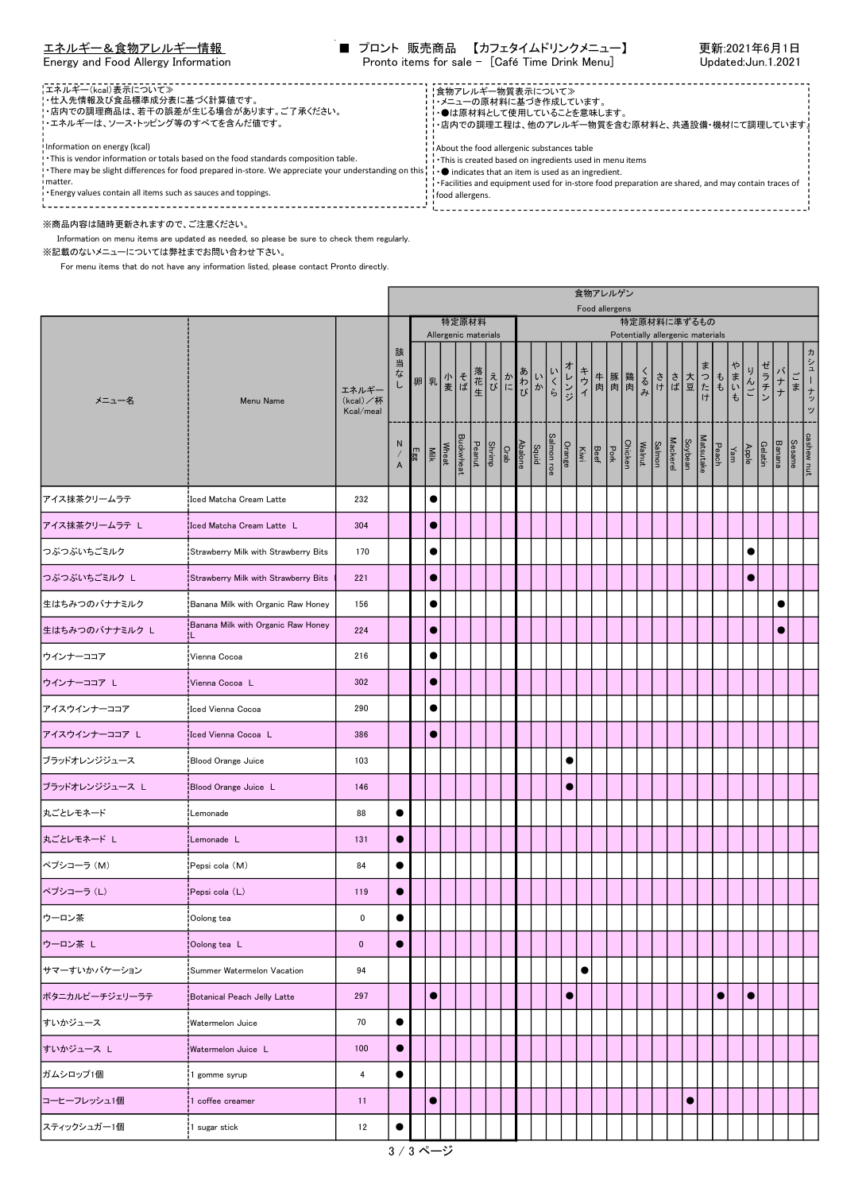# エネルギー＆食物アレルギー情報
Energy and Food Allergy Information

## ■ プロント 販売商品 【カフェタイムドリンクメニュー】
Pronto items for sale - ［Café Time Drink Menu］

更新:2021年6月1日
Updated:Jun.1.2021

≪エネルギー(kcal)表示について≫
・仕入先情報及び食品標準成分表に基づく計算値です。
・店内での調理商品は、若干の誤差が生じる場合があります。ご了承ください。
・エネルギーは、ソース・トッピング等のすべてを含んだ値です。

Information on energy (kcal)
・This is vendor information or totals based on the food standards composition table.
・There may be slight differences for food prepared in-store. We appreciate your understanding on this matter.
・Energy values contain all items such as sauces and toppings.

≪食物アレルギー物質表示について≫
・メニューの原材料に基づき作成しています。
・●は原材料として使用していることを意味します。
・店内での調理工程は、他のアレルギー物質を含む原材料と、共通設備・機材にて調理しています。

About the food allergenic substances table
・This is created based on ingredients used in menu items
・● indicates that an item is used as an ingredient.
・Facilities and equipment used for in-store food preparation are shared, and may contain traces of food allergens.

※商品内容は随時更新されますので、ご注意ください。
Information on menu items are updated as needed, so please be sure to check them regularly.
※記載のないメニューについては弊社までお問い合わせ下さい。
For menu items that do not have any information listed, please contact Pronto directly.

| メニュー名 | Menu Name | エネルギー(kcal)／杯 Kcal/meal | 食物アレルゲン Food allergens | | | | | | | | | | | | | | | | | | | | | | | | | | | |
|---|---|---|---|---|---|---|---|---|---|---|---|---|---|---|---|---|---|---|---|---|---|---|---|---|---|---|---|---|---|---|
| | | | | 特定原材料 Allergenic materials | | | | | | | 特定原材料に準ずるもの Potentially allergenic materials | | | | | | | | | | | | | | | | | | | |
| | | | 該当なし N/A | 卵 Egg | 乳 Milk | 小麦 Wheat | そば Buckwheat | 落花生 Peanut | えび Shrimp | かに Crab | あわび Abalone | いか Squid | いくら Salmon roe | オレンジ Orange | キウイ Kiwi | 牛肉 Beef | 豚肉 Pork | 鶏肉 Chicken | くるみ Walnut | さけ Salmon | さば Mackerel | 大豆 Soybean | まつたけ Matsutake | もも Peach | やまいも Yam | りんご Apple | ゼラチン Gelatin | バナナ Banana | ごま Sesame | カシューナッツ cashew nut |
| アイス抹茶クリームラテ | Iced Matcha Cream Latte | 232 | | | ● | | | | | | | | | | | | | | | | | | | | | | | | | |
| アイス抹茶クリームラテ L | Iced Matcha Cream Latte L | 304 | | | ● | | | | | | | | | | | | | | | | | | | | | | | | | |
| つぶつぶいちごミルク | Strawberry Milk with Strawberry Bits | 170 | | | ● | | | | | | | | | | | | | | | | | | | | ● | | | | | |
| つぶつぶいちごミルク L | Strawberry Milk with Strawberry Bits L | 221 | | | ● | | | | | | | | | | | | | | | | | | | | ● | | | | | |
| 生はちみつのバナナミルク | Banana Milk with Organic Raw Honey | 156 | | | ● | | | | | | | | | | | | | | | | | | | | | | ● | | |
| 生はちみつのバナナミルク L | Banana Milk with Organic Raw Honey L | 224 | | | ● | | | | | | | | | | | | | | | | | | | | | | ● | | |
| ウインナーココア | Vienna Cocoa | 216 | | | ● | | | | | | | | | | | | | | | | | | | | | | | | |
| ウインナーココア L | Vienna Cocoa L | 302 | | | ● | | | | | | | | | | | | | | | | | | | | | | | | |
| アイスウインナーココア | Iced Vienna Cocoa | 290 | | | ● | | | | | | | | | | | | | | | | | | | | | | | | |
| アイスウインナーココア L | Iced Vienna Cocoa L | 386 | | | ● | | | | | | | | | | | | | | | | | | | | | | | | |
| ブラッドオレンジジュース | Blood Orange Juice | 103 | | | | | | | | | | | | ● | | | | | | | | | | | | | | | |
| ブラッドオレンジジュース L | Blood Orange Juice L | 146 | | | | | | | | | | | | ● | | | | | | | | | | | | | | | |
| 丸ごとレモネード | Lemonade | 88 | ● | | | | | | | | | | | | | | | | | | | | | | | | | | |
| 丸ごとレモネード L | Lemonade L | 131 | ● | | | | | | | | | | | | | | | | | | | | | | | | | | |
| ペプシコーラ（M） | Pepsi cola（M） | 84 | ● | | | | | | | | | | | | | | | | | | | | | | | | | | |
| ペプシコーラ（L） | Pepsi cola（L） | 119 | ● | | | | | | | | | | | | | | | | | | | | | | | | | | |
| ウーロン茶 | Oolong tea | 0 | ● | | | | | | | | | | | | | | | | | | | | | | | | | | |
| ウーロン茶 L | Oolong tea L | 0 | ● | | | | | | | | | | | | | | | | | | | | | | | | | | |
| サマーすいかバケーション | Summer Watermelon Vacation | 94 | | | | | | | | | | | | | ● | | | | | | | | | | | | | | |
| ボタニカルピーチジェリーラテ | Botanical Peach Jelly Latte | 297 | | | ● | | | | | | | | | ● | | | | | | | | | | ● | | ● | | | | |
| すいかジュース | Watermelon Juice | 70 | ● | | | | | | | | | | | | | | | | | | | | | | | | | | |
| すいかジュース L | Watermelon Juice L | 100 | ● | | | | | | | | | | | | | | | | | | | | | | | | | | |
| ガムシロップ1個 | 1 gomme syrup | 4 | ● | | | | | | | | | | | | | | | | | | | | | | | | | | |
| コーヒーフレッシュ1個 | 1 coffee creamer | 11 | | | ● | | | | | | | | | | | | | | | | | ● | | | | | | | | |
| スティックシュガー1個 | 1 sugar stick | 12 | ● | | | | | | | | | | | | | | | | | | | | | | | | | | |